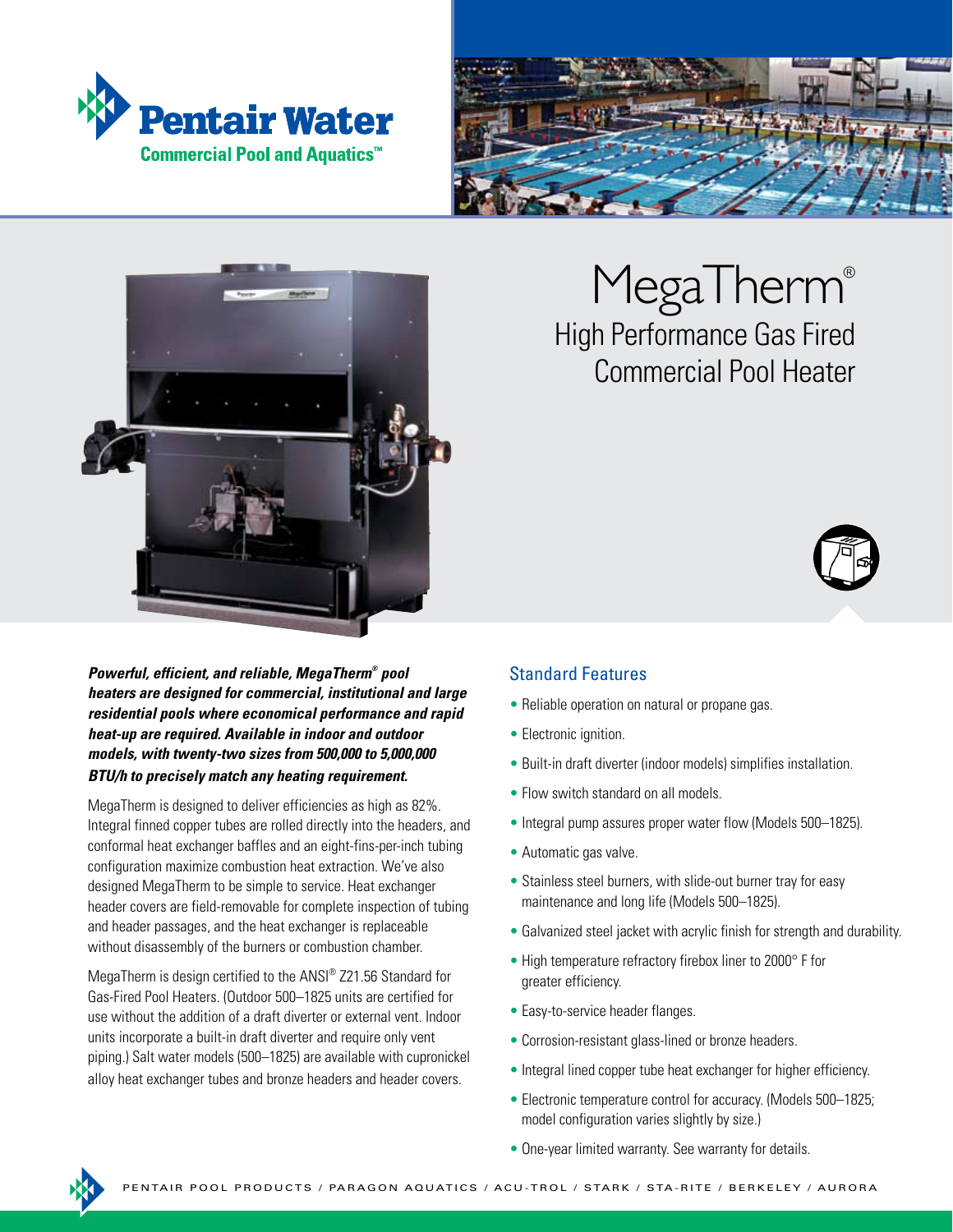Pentair Water

Commercial Pool and Aquatics™

# MegaTherm®

## High Performance Gas Fired Commercial Pool Heater

***Powerful, efficient, and reliable, MegaTherm® pool heaters are designed for commercial, institutional and large residential pools where economical performance and rapid heat-up are required. Available in indoor and outdoor models, with twenty-two sizes from 500,000 to 5,000,000 BTU/h to precisely match any heating requirement.***

MegaTherm is designed to deliver efficiencies as high as 82%. Integral finned copper tubes are rolled directly into the headers, and conformal heat exchanger baffles and an eight-fins-per-inch tubing configuration maximize combustion heat extraction. We've also designed MegaTherm to be simple to service. Heat exchanger header covers are field-removable for complete inspection of tubing and header passages, and the heat exchanger is replaceable without disassembly of the burners or combustion chamber.

MegaTherm is design certified to the ANSI® Z21.56 Standard for Gas-Fired Pool Heaters. (Outdoor 500–1825 units are certified for use without the addition of a draft diverter or external vent. Indoor units incorporate a built-in draft diverter and require only vent piping.) Salt water models (500–1825) are available with cupronickel alloy heat exchanger tubes and bronze headers and header covers.

### Standard Features

- Reliable operation on natural or propane gas.
- Electronic ignition.
- Built-in draft diverter (indoor models) simplifies installation.
- Flow switch standard on all models.
- Integral pump assures proper water flow (Models 500–1825).
- Automatic gas valve.
- Stainless steel burners, with slide-out burner tray for easy maintenance and long life (Models 500–1825).
- Galvanized steel jacket with acrylic finish for strength and durability.
- High temperature refractory firebox liner to 2000° F for greater efficiency.
- Easy-to-service header flanges.
- Corrosion-resistant glass-lined or bronze headers.
- Integral lined copper tube heat exchanger for higher efficiency.
- Electronic temperature control for accuracy. (Models 500–1825; model configuration varies slightly by size.)
- One-year limited warranty. See warranty for details.

PENTAIR POOL PRODUCTS / PARAGON AQUATICS / ACU-TROL / STARK / STA-RITE / BERKELEY / AURORA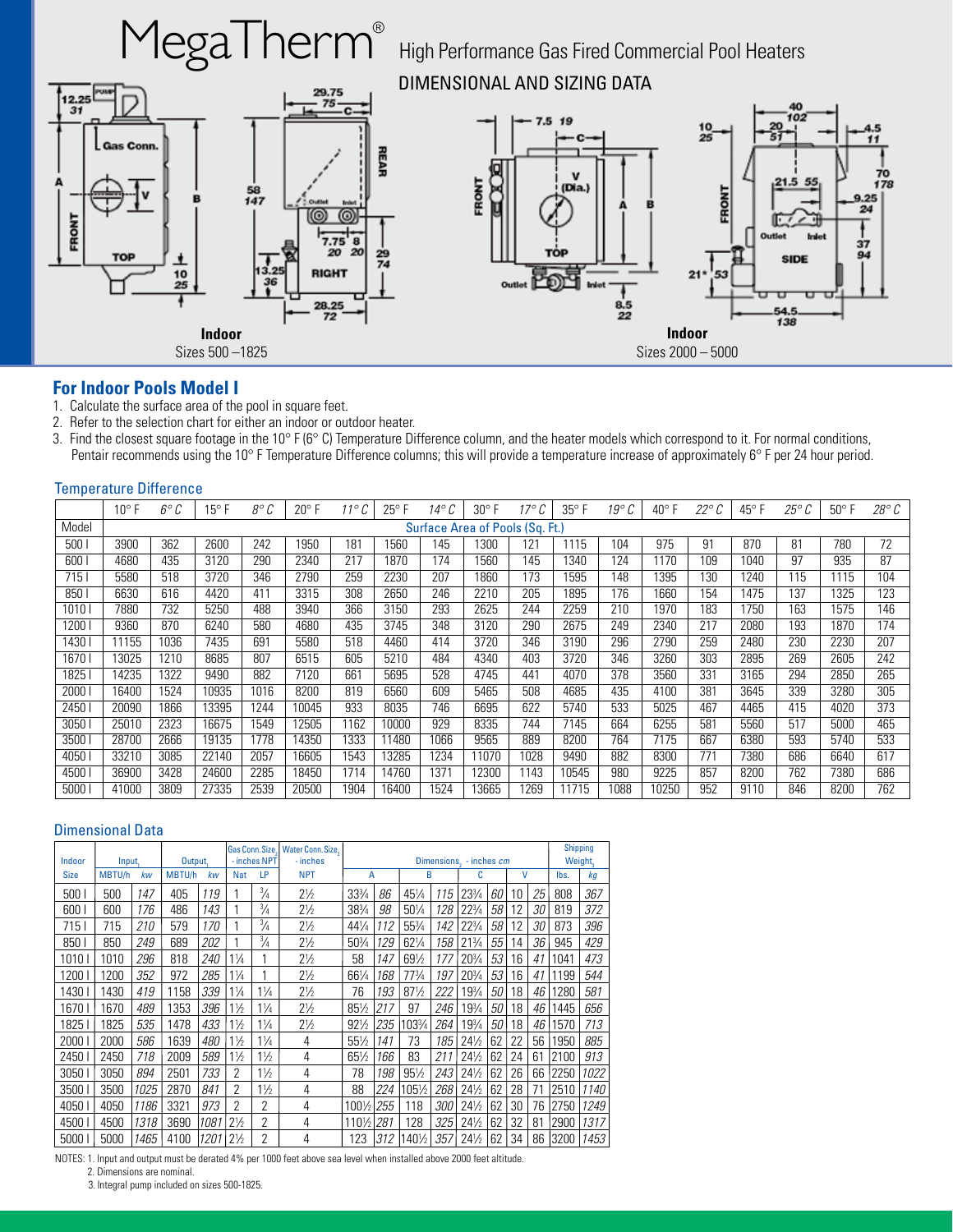# MegaTherm® High Performance Gas Fired Commercial Pool Heaters

## DIMENSIONAL AND SIZING DATA

**Indoor**
Sizes 500 – 1825

**Indoor**
Sizes 2000 – 5000

## For Indoor Pools Model I

1. Calculate the surface area of the pool in square feet.
2. Refer to the selection chart for either an indoor or outdoor heater.
3. Find the closest square footage in the 10° F (6° C) Temperature Difference column, and the heater models which correspond to it. For normal conditions, Pentair recommends using the 10° F Temperature Difference columns; this will provide a temperature increase of approximately 6° F per 24 hour period.

### Temperature Difference

| | 10° F | *6° C* | 15° F | *8° C* | 20° F | *11° C* | 25° F | *14° C* | 30° F | *17° C* | 35° F | *19° C* | 40° F | *22° C* | 45° F | *25° C* | 50° F | *28° C* |
|---|---|---|---|---|---|---|---|---|---|---|---|---|---|---|---|---|---|---|
| Model | Surface Area of Pools (Sq. Ft.) | | | | | | | | | | | | | | | | | |
| 500 I | 3900 | 362 | 2600 | 242 | 1950 | 181 | 1560 | 145 | 1300 | 121 | 1115 | 104 | 975 | 91 | 870 | 81 | 780 | 72 |
| 600 I | 4680 | 435 | 3120 | 290 | 2340 | 217 | 1870 | 174 | 1560 | 145 | 1340 | 124 | 1170 | 109 | 1040 | 97 | 935 | 87 |
| 715 I | 5580 | 518 | 3720 | 346 | 2790 | 259 | 2230 | 207 | 1860 | 173 | 1595 | 148 | 1395 | 130 | 1240 | 115 | 1115 | 104 |
| 850 I | 6630 | 616 | 4420 | 411 | 3315 | 308 | 2650 | 246 | 2210 | 205 | 1895 | 176 | 1660 | 154 | 1475 | 137 | 1325 | 123 |
| 1010 I | 7880 | 732 | 5250 | 488 | 3940 | 366 | 3150 | 293 | 2625 | 244 | 2259 | 210 | 1970 | 183 | 1750 | 163 | 1575 | 146 |
| 1200 I | 9360 | 870 | 6240 | 580 | 4680 | 435 | 3745 | 348 | 3120 | 290 | 2675 | 249 | 2340 | 217 | 2080 | 193 | 1870 | 174 |
| 1430 I | 11155 | 1036 | 7435 | 691 | 5580 | 518 | 4460 | 414 | 3720 | 346 | 3190 | 296 | 2790 | 259 | 2480 | 230 | 2230 | 207 |
| 1670 I | 13025 | 1210 | 8685 | 807 | 6515 | 605 | 5210 | 484 | 4340 | 403 | 3720 | 346 | 3260 | 303 | 2895 | 269 | 2605 | 242 |
| 1825 I | 14235 | 1322 | 9490 | 882 | 7120 | 661 | 5695 | 528 | 4745 | 441 | 4070 | 378 | 3560 | 331 | 3165 | 294 | 2850 | 265 |
| 2000 I | 16400 | 1524 | 10935 | 1016 | 8200 | 819 | 6560 | 609 | 5465 | 508 | 4685 | 435 | 4100 | 381 | 3645 | 339 | 3280 | 305 |
| 2450 I | 20090 | 1866 | 13395 | 1244 | 10045 | 933 | 8035 | 746 | 6695 | 622 | 5740 | 533 | 5025 | 467 | 4465 | 415 | 4020 | 373 |
| 3050 I | 25010 | 2323 | 16675 | 1549 | 12505 | 1162 | 10000 | 929 | 8335 | 744 | 7145 | 664 | 6255 | 581 | 5560 | 517 | 5000 | 465 |
| 3500 I | 28700 | 2666 | 19135 | 1778 | 14350 | 1333 | 11480 | 1066 | 9565 | 889 | 8200 | 764 | 7175 | 667 | 6380 | 593 | 5740 | 533 |
| 4050 I | 33210 | 3085 | 22140 | 2057 | 16605 | 1543 | 13285 | 1234 | 11070 | 1028 | 9490 | 882 | 8300 | 771 | 7380 | 686 | 6640 | 617 |
| 4500 I | 36900 | 3428 | 24600 | 2285 | 18450 | 1714 | 14760 | 1371 | 12300 | 1143 | 10545 | 980 | 9225 | 857 | 8200 | 762 | 7380 | 686 |
| 5000 I | 41000 | 3809 | 27335 | 2539 | 20500 | 1904 | 16400 | 1524 | 13665 | 1269 | 11715 | 1088 | 10250 | 952 | 9110 | 846 | 8200 | 762 |

### Dimensional Data

| Indoor | Input[1] | | Output[1] | | Gas Conn. Size[2] - inches NPT | | Water Conn. Size[2] - inches | Dimensions[2] - inches *cm* | | | | | | | | Shipping Weight[3] | |
|---|---|---|---|---|---|---|---|---|---|---|---|---|---|---|---|---|---|
| Size | MBTU/h | *kw* | MBTU/h | *kw* | Nat | LP | NPT | A | | B | | C | | V | | lbs. | *kg* |
| 500 I | 500 | *147* | 405 | *119* | 1 | ¾ | 2½ | 33¾ | *86* | 45¼ | *115* | 23¾ | *60* | 10 | *25* | 808 | *367* |
| 600 I | 600 | *176* | 486 | *143* | 1 | ¾ | 2½ | 38¾ | *98* | 50¼ | *128* | 22¾ | *58* | 12 | *30* | 819 | *372* |
| 715 I | 715 | *210* | 579 | *170* | 1 | ¾ | 2½ | 44¼ | *112* | 55¾ | *142* | 22¾ | *58* | 12 | *30* | 873 | *396* |
| 850 I | 850 | *249* | 689 | *202* | 1 | ¾ | 2½ | 50¾ | *129* | 62¼ | *158* | 21¾ | *55* | 14 | *36* | 945 | *429* |
| 1010 I | 1010 | *296* | 818 | *240* | 1¼ | 1 | 2½ | 58 | *147* | 69½ | *177* | 20¾ | *53* | 16 | *41* | 1041 | *473* |
| 1200 I | 1200 | *352* | 972 | *285* | 1¼ | 1 | 2½ | 66¼ | *168* | 77¾ | *197* | 20¾ | *53* | 16 | *41* | 1199 | *544* |
| 1430 I | 1430 | *419* | 1158 | *339* | 1¼ | 1¼ | 2½ | 76 | *193* | 87½ | *222* | 19¾ | *50* | 18 | *46* | 1280 | *581* |
| 1670 I | 1670 | *489* | 1353 | *396* | 1½ | 1¼ | 2½ | 85½ | *217* | 97 | *246* | 19¾ | *50* | 18 | *46* | 1445 | *656* |
| 1825 I | 1825 | *535* | 1478 | *433* | 1½ | 1¼ | 2½ | 92½ | *235* | 103¾ | *264* | 19¾ | *50* | 18 | *46* | 1570 | *713* |
| 2000 I | 2000 | *586* | 1639 | *480* | 1½ | 1¼ | 4 | 55½ | *141* | 73 | *185* | 24½ | *62* | 22 | *56* | 1950 | *885* |
| 2450 I | 2450 | *718* | 2009 | *589* | 1½ | 1½ | 4 | 65½ | *166* | 83 | *211* | 24½ | *62* | 24 | *61* | 2100 | *913* |
| 3050 I | 3050 | *894* | 2501 | *733* | 2 | 1½ | 4 | 78 | *198* | 95½ | *243* | 24½ | *62* | 26 | *66* | 2250 | *1022* |
| 3500 I | 3500 | *1025* | 2870 | *841* | 2 | 1½ | 4 | 88 | *224* | 105½ | *268* | 24½ | *62* | 28 | *71* | 2510 | *1140* |
| 4050 I | 4050 | *1186* | 3321 | *973* | 2 | 2 | 4 | 100½ | *255* | 118 | *300* | 24½ | *62* | 30 | *76* | 2750 | *1249* |
| 4500 I | 4500 | *1318* | 3690 | *1081* | 2½ | 2 | 4 | 110½ | *281* | 128 | *325* | 24½ | *62* | 32 | *81* | 2900 | *1317* |
| 5000 I | 5000 | *1465* | 4100 | *1201* | 2½ | 2 | 4 | 123 | *312* | 140½ | *357* | 24½ | *62* | 34 | *86* | 3200 | *1453* |

NOTES: 1. Input and output must be derated 4% per 1000 feet above sea level when installed above 2000 feet altitude.
2. Dimensions are nominal.
3. Integral pump included on sizes 500-1825.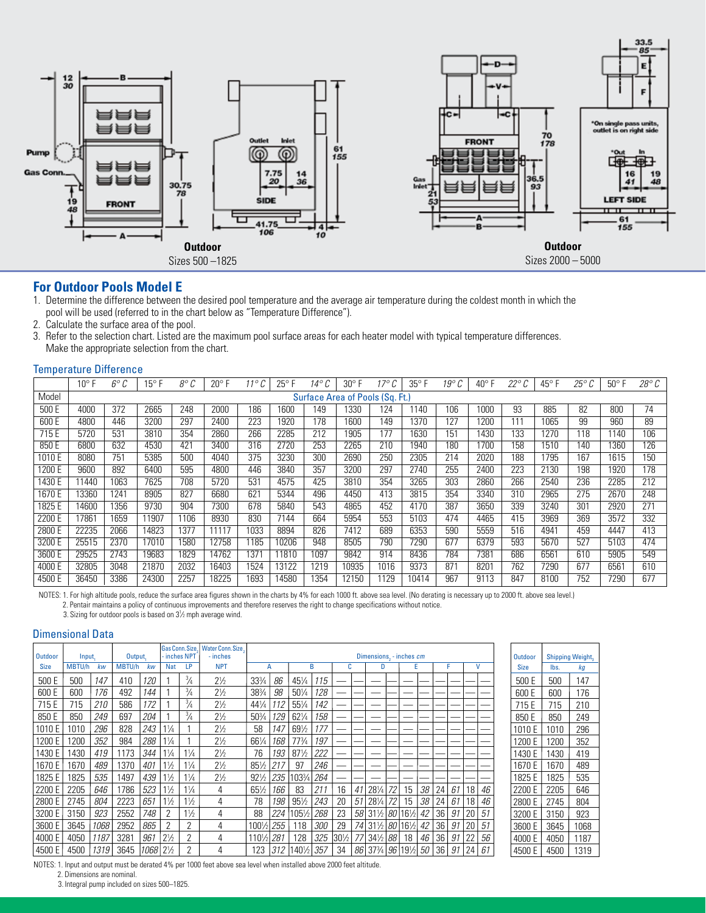**Outdoor**
Sizes 500 – 1825

**Outdoor**
Sizes 2000 – 5000

## For Outdoor Pools Model E

1. Determine the difference between the desired pool temperature and the average air temperature during the coldest month in which the pool will be used (referred to in the chart below as "Temperature Difference").
2. Calculate the surface area of the pool.
3. Refer to the selection chart. Listed are the maximum pool surface areas for each heater model with typical temperature differences. Make the appropriate selection from the chart.

### Temperature Difference

| | 10° F | 6° C | 15° F | 8° C | 20° F | 11° C | 25° F | 14° C | 30° F | 17° C | 35° F | 19° C | 40° F | 22° C | 45° F | 25° C | 50° F | 28° C |
|---|---|---|---|---|---|---|---|---|---|---|---|---|---|---|---|---|---|---|
| Model | Surface Area of Pools (Sq. Ft.) | | | | | | | | | | | | | | | | | |
| 500 E | 4000 | 372 | 2665 | 248 | 2000 | 186 | 1600 | 149 | 1330 | 124 | 1140 | 106 | 1000 | 93 | 885 | 82 | 800 | 74 |
| 600 E | 4800 | 446 | 3200 | 297 | 2400 | 223 | 1920 | 178 | 1600 | 149 | 1370 | 127 | 1200 | 111 | 1065 | 99 | 960 | 89 |
| 715 E | 5720 | 531 | 3810 | 354 | 2860 | 266 | 2285 | 212 | 1905 | 177 | 1630 | 151 | 1430 | 133 | 1270 | 118 | 1140 | 106 |
| 850 E | 6800 | 632 | 4530 | 421 | 3400 | 316 | 2720 | 253 | 2265 | 210 | 1940 | 180 | 1700 | 158 | 1510 | 140 | 1360 | 126 |
| 1010 E | 8080 | 751 | 5385 | 500 | 4040 | 375 | 3230 | 300 | 2690 | 250 | 2305 | 214 | 2020 | 188 | 1795 | 167 | 1615 | 150 |
| 1200 E | 9600 | 892 | 6400 | 595 | 4800 | 446 | 3840 | 357 | 3200 | 297 | 2740 | 255 | 2400 | 223 | 2130 | 198 | 1920 | 178 |
| 1430 E | 11440 | 1063 | 7625 | 708 | 5720 | 531 | 4575 | 425 | 3810 | 354 | 3265 | 303 | 2860 | 266 | 2540 | 236 | 2285 | 212 |
| 1670 E | 13360 | 1241 | 8905 | 827 | 6680 | 621 | 5344 | 496 | 4450 | 413 | 3815 | 354 | 3340 | 310 | 2965 | 275 | 2670 | 248 |
| 1825 E | 14600 | 1356 | 9730 | 904 | 7300 | 678 | 5840 | 543 | 4865 | 452 | 4170 | 387 | 3650 | 339 | 3240 | 301 | 2920 | 271 |
| 2200 E | 17861 | 1659 | 11907 | 1106 | 8930 | 830 | 7144 | 664 | 5954 | 553 | 5103 | 474 | 4465 | 415 | 3969 | 369 | 3572 | 332 |
| 2800 E | 22235 | 2066 | 14823 | 1377 | 11117 | 1033 | 8894 | 826 | 7412 | 689 | 6353 | 590 | 5559 | 516 | 4941 | 459 | 4447 | 413 |
| 3200 E | 25515 | 2370 | 17010 | 1580 | 12758 | 1185 | 10206 | 948 | 8505 | 790 | 7290 | 677 | 6379 | 593 | 5670 | 527 | 5103 | 474 |
| 3600 E | 29525 | 2743 | 19683 | 1829 | 14762 | 1371 | 11810 | 1097 | 9842 | 914 | 8436 | 784 | 7381 | 686 | 6561 | 610 | 5905 | 549 |
| 4000 E | 32805 | 3048 | 21870 | 2032 | 16403 | 1524 | 13122 | 1219 | 10935 | 1016 | 9373 | 871 | 8201 | 762 | 7290 | 677 | 6561 | 610 |
| 4500 E | 36450 | 3386 | 24300 | 2257 | 18225 | 1693 | 14580 | 1354 | 12150 | 1129 | 10414 | 967 | 9113 | 847 | 8100 | 752 | 7290 | 677 |

NOTES: 1. For high altitude pools, reduce the surface area figures shown in the charts by 4% for each 1000 ft. above sea level. (No derating is necessary up to 2000 ft. above sea level.)
2. Pentair maintains a policy of continuous improvements and therefore reserves the right to change specifications without notice.
3. Sizing for outdoor pools is based on 3½ mph average wind.

### Dimensional Data

| Outdoor Size | Input[1] | | Output[1] | | Gas Conn. Size[2] - inches NPT | | Water Conn. Size[2] - inches | Dimensions[2] - inches *cm* | | | | | | | | | | | | | |
|---|---|---|---|---|---|---|---|---|---|---|---|---|---|---|---|---|---|---|---|---|---|
| | MBTU/h | *kw* | MBTU/h | *kw* | Nat | LP | NPT | A | | B | | C | | D | | E | | F | | V | |
| 500 E | 500 | *147* | 410 | *120* | 1 | ¾ | 2½ | 33¾ | *86* | 45¼ | *115* | — | — | — | — | — | — | — | — | — | — |
| 600 E | 600 | *176* | 492 | *144* | 1 | ¾ | 2½ | 38¾ | *98* | 50¼ | *128* | — | — | — | — | — | — | — | — | — | — |
| 715 E | 715 | *210* | 586 | *172* | 1 | ¾ | 2½ | 44¼ | *112* | 55¼ | *142* | — | — | — | — | — | — | — | — | — | — |
| 850 E | 850 | *249* | 697 | *204* | 1 | ¾ | 2½ | 50¾ | *129* | 62¼ | *158* | — | — | — | — | — | — | — | — | — | — |
| 1010 E | 1010 | *296* | 828 | *243* | 1¼ | 1 | 2½ | 58 | *147* | 69½ | *177* | — | — | — | — | — | — | — | — | — | — |
| 1200 E | 1200 | *352* | 984 | *288* | 1¼ | 1 | 2½ | 66¼ | *168* | 77¾ | *197* | — | — | — | — | — | — | — | — | — | — |
| 1430 E | 1430 | *419* | 1173 | *344* | 1¼ | 1¼ | 2½ | 76 | *193* | 87½ | *222* | — | — | — | — | — | — | — | — | — | — |
| 1670 E | 1670 | *489* | 1370 | *401* | 1½ | 1¼ | 2½ | 85½ | *217* | 97 | *246* | — | — | — | — | — | — | — | — | — | — |
| 1825 E | 1825 | *535* | 1497 | *439* | 1½ | 1¼ | 2½ | 92½ | *235* | 103¾ | *264* | — | — | — | — | — | — | — | — | — | — |
| 2200 E | 2205 | *646* | 1786 | *523* | 1½ | 1¼ | 4 | 65½ | *166* | 83 | *211* | 16 | *41* | 28¼ | *72* | 15 | *38* | 24 | *61* | 18 | *46* |
| 2800 E | 2745 | *804* | 2223 | *651* | 1½ | 1½ | 4 | 78 | *198* | 95½ | *243* | 20 | *51* | 28¼ | *72* | 15 | *38* | 24 | *61* | 18 | *46* |
| 3200 E | 3150 | *923* | 2552 | *748* | 2 | 1½ | 4 | 88 | *224* | 105½ | *268* | 23 | *58* | 31½ | *80* | 16½ | *42* | 36 | *91* | 20 | *51* |
| 3600 E | 3645 | *1068* | 2952 | *865* | 2 | 2 | 4 | 100½ | *255* | 118 | *300* | 29 | *74* | 31½ | *80* | 16½ | *42* | 36 | *91* | 20 | *51* |
| 4000 E | 4050 | *1187* | 3281 | *961* | 2½ | 2 | 4 | 110½ | *281* | 128 | *325* | 30½ | *77* | 34½ | *88* | 18 | *46* | 36 | *91* | 22 | *56* |
| 4500 E | 4500 | *1319* | 3645 | *1068* | 2½ | 2 | 4 | 123 | *312* | 140½ | *357* | 34 | *86* | 37¾ | *96* | 19½ | *50* | 36 | *91* | 24 | *61* |

| Outdoor Size | Shipping Weight[3] | |
|---|---|---|
| | lbs. | *kg* |
| 500 E | 500 | 147 |
| 600 E | 600 | 176 |
| 715 E | 715 | 210 |
| 850 E | 850 | 249 |
| 1010 E | 1010 | 296 |
| 1200 E | 1200 | 352 |
| 1430 E | 1430 | 419 |
| 1670 E | 1670 | 489 |
| 1825 E | 1825 | 535 |
| 2200 E | 2205 | 646 |
| 2800 E | 2745 | 804 |
| 3200 E | 3150 | 923 |
| 3600 E | 3645 | 1068 |
| 4000 E | 4050 | 1187 |
| 4500 E | 4500 | 1319 |

NOTES: 1. Input and output must be derated 4% per 1000 feet above sea level when installed above 2000 feet altitude.
2. Dimensions are nominal.
3. Integral pump included on sizes 500–1825.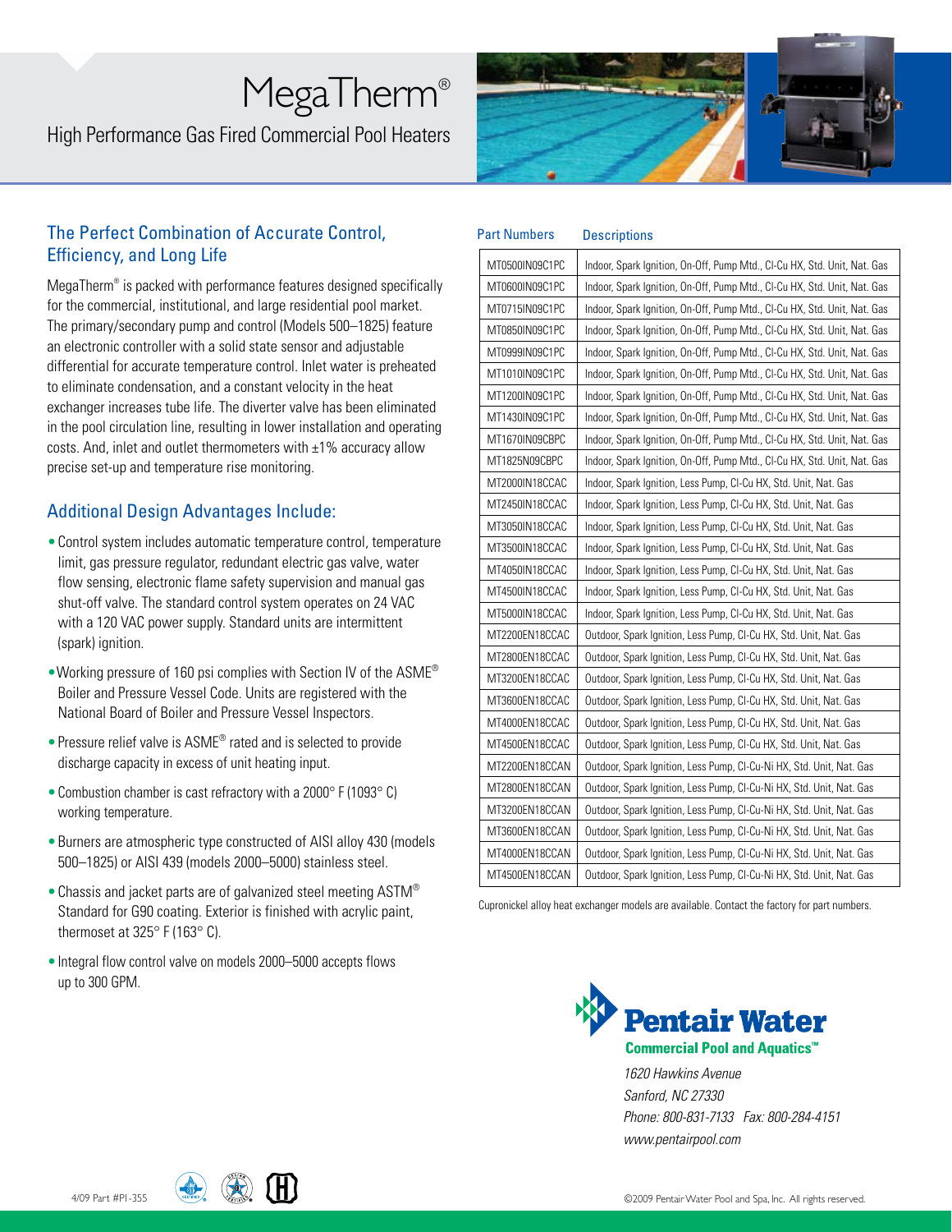# MegaTherm®

High Performance Gas Fired Commercial Pool Heaters

## The Perfect Combination of Accurate Control, Efficiency, and Long Life

MegaTherm® is packed with performance features designed specifically for the commercial, institutional, and large residential pool market. The primary/secondary pump and control (Models 500–1825) feature an electronic controller with a solid state sensor and adjustable differential for accurate temperature control. Inlet water is preheated to eliminate condensation, and a constant velocity in the heat exchanger increases tube life. The diverter valve has been eliminated in the pool circulation line, resulting in lower installation and operating costs. And, inlet and outlet thermometers with ±1% accuracy allow precise set-up and temperature rise monitoring.

## Additional Design Advantages Include:

- Control system includes automatic temperature control, temperature limit, gas pressure regulator, redundant electric gas valve, water flow sensing, electronic flame safety supervision and manual gas shut-off valve. The standard control system operates on 24 VAC with a 120 VAC power supply. Standard units are intermittent (spark) ignition.
- Working pressure of 160 psi complies with Section IV of the ASME® Boiler and Pressure Vessel Code. Units are registered with the National Board of Boiler and Pressure Vessel Inspectors.
- Pressure relief valve is ASME® rated and is selected to provide discharge capacity in excess of unit heating input.
- Combustion chamber is cast refractory with a 2000° F (1093° C) working temperature.
- Burners are atmospheric type constructed of AISI alloy 430 (models 500–1825) or AISI 439 (models 2000–5000) stainless steel.
- Chassis and jacket parts are of galvanized steel meeting ASTM® Standard for G90 coating. Exterior is finished with acrylic paint, thermoset at 325° F (163° C).
- Integral flow control valve on models 2000–5000 accepts flows up to 300 GPM.

| Part Numbers | Descriptions |
|---|---|
| MT0500IN09C1PC | Indoor, Spark Ignition, On-Off, Pump Mtd., CI-Cu HX, Std. Unit, Nat. Gas |
| MT0600IN09C1PC | Indoor, Spark Ignition, On-Off, Pump Mtd., CI-Cu HX, Std. Unit, Nat. Gas |
| MT0715IN09C1PC | Indoor, Spark Ignition, On-Off, Pump Mtd., CI-Cu HX, Std. Unit, Nat. Gas |
| MT0850IN09C1PC | Indoor, Spark Ignition, On-Off, Pump Mtd., CI-Cu HX, Std. Unit, Nat. Gas |
| MT0999IN09C1PC | Indoor, Spark Ignition, On-Off, Pump Mtd., CI-Cu HX, Std. Unit, Nat. Gas |
| MT1010IN09C1PC | Indoor, Spark Ignition, On-Off, Pump Mtd., CI-Cu HX, Std. Unit, Nat. Gas |
| MT1200IN09C1PC | Indoor, Spark Ignition, On-Off, Pump Mtd., CI-Cu HX, Std. Unit, Nat. Gas |
| MT1430IN09C1PC | Indoor, Spark Ignition, On-Off, Pump Mtd., CI-Cu HX, Std. Unit, Nat. Gas |
| MT1670IN09CBPC | Indoor, Spark Ignition, On-Off, Pump Mtd., CI-Cu HX, Std. Unit, Nat. Gas |
| MT1825N09CBPC | Indoor, Spark Ignition, On-Off, Pump Mtd., CI-Cu HX, Std. Unit, Nat. Gas |
| MT2000IN18CCAC | Indoor, Spark Ignition, Less Pump, CI-Cu HX, Std. Unit, Nat. Gas |
| MT2450IN18CCAC | Indoor, Spark Ignition, Less Pump, CI-Cu HX, Std. Unit, Nat. Gas |
| MT3050IN18CCAC | Indoor, Spark Ignition, Less Pump, CI-Cu HX, Std. Unit, Nat. Gas |
| MT3500IN18CCAC | Indoor, Spark Ignition, Less Pump, CI-Cu HX, Std. Unit, Nat. Gas |
| MT4050IN18CCAC | Indoor, Spark Ignition, Less Pump, CI-Cu HX, Std. Unit, Nat. Gas |
| MT4500IN18CCAC | Indoor, Spark Ignition, Less Pump, CI-Cu HX, Std. Unit, Nat. Gas |
| MT5000IN18CCAC | Indoor, Spark Ignition, Less Pump, CI-Cu HX, Std. Unit, Nat. Gas |
| MT2200EN18CCAC | Outdoor, Spark Ignition, Less Pump, CI-Cu HX, Std. Unit, Nat. Gas |
| MT2800EN18CCAC | Outdoor, Spark Ignition, Less Pump, CI-Cu HX, Std. Unit, Nat. Gas |
| MT3200EN18CCAC | Outdoor, Spark Ignition, Less Pump, CI-Cu HX, Std. Unit, Nat. Gas |
| MT3600EN18CCAC | Outdoor, Spark Ignition, Less Pump, CI-Cu HX, Std. Unit, Nat. Gas |
| MT4000EN18CCAC | Outdoor, Spark Ignition, Less Pump, CI-Cu HX, Std. Unit, Nat. Gas |
| MT4500EN18CCAC | Outdoor, Spark Ignition, Less Pump, CI-Cu HX, Std. Unit, Nat. Gas |
| MT2200EN18CCAN | Outdoor, Spark Ignition, Less Pump, CI-Cu-Ni HX, Std. Unit, Nat. Gas |
| MT2800EN18CCAN | Outdoor, Spark Ignition, Less Pump, CI-Cu-Ni HX, Std. Unit, Nat. Gas |
| MT3200EN18CCAN | Outdoor, Spark Ignition, Less Pump, CI-Cu-Ni HX, Std. Unit, Nat. Gas |
| MT3600EN18CCAN | Outdoor, Spark Ignition, Less Pump, CI-Cu-Ni HX, Std. Unit, Nat. Gas |
| MT4000EN18CCAN | Outdoor, Spark Ignition, Less Pump, CI-Cu-Ni HX, Std. Unit, Nat. Gas |
| MT4500EN18CCAN | Outdoor, Spark Ignition, Less Pump, CI-Cu-Ni HX, Std. Unit, Nat. Gas |

Cupronickel alloy heat exchanger models are available. Contact the factory for part numbers.

**Pentair Water**
**Commercial Pool and Aquatics™**

*1620 Hawkins Avenue*
*Sanford, NC 27330*
*Phone: 800-831-7133 Fax: 800-284-4151*
*www.pentairpool.com*

4/09 Part #PI-355

©2009 Pentair Water Pool and Spa, Inc. All rights reserved.